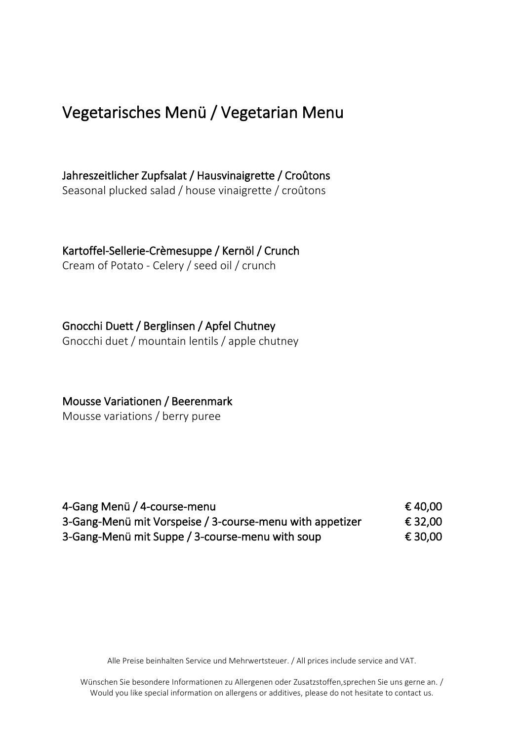# Vegetarisches Menü / Vegetarian Menu

**Jahreszeitlicher Zupfsalat / Hausvinaigrette / Croûtons**
Seasonal plucked salad / house vinaigrette / croûtons

**Kartoffel-Sellerie-Crèmesuppe / Kernöl / Crunch**
Cream of Potato - Celery / seed oil / crunch

**Gnocchi Duett / Berglinsen / Apfel Chutney**
Gnocchi duet / mountain lentils / apple chutney

**Mousse Variationen / Beerenmark**
Mousse variations / berry puree

| | |
|---|---|
| 4-Gang Menü / 4-course-menu | € 40,00 |
| 3-Gang-Menü mit Vorspeise / 3-course-menu with appetizer | € 32,00 |
| 3-Gang-Menü mit Suppe / 3-course-menu with soup | € 30,00 |

Alle Preise beinhalten Service und Mehrwertsteuer. / All prices include service and VAT.

Wünschen Sie besondere Informationen zu Allergenen oder Zusatzstoffen,sprechen Sie uns gerne an. / Would you like special information on allergens or additives, please do not hesitate to contact us.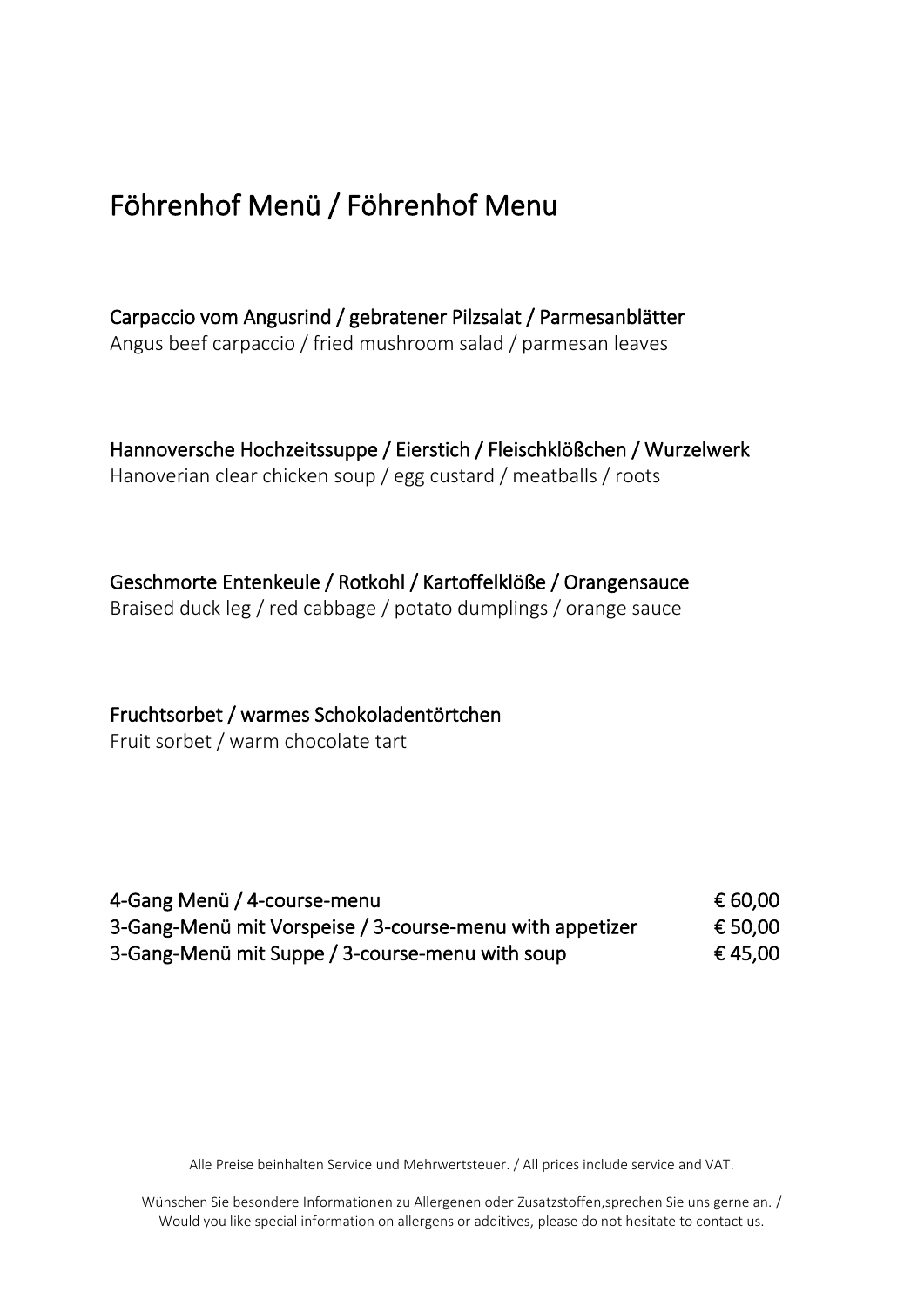# Föhrenhof Menü / Föhrenhof Menu

**Carpaccio vom Angusrind / gebratener Pilzsalat / Parmesanblätter**
Angus beef carpaccio / fried mushroom salad / parmesan leaves

**Hannoversche Hochzeitssuppe / Eierstich / Fleischklößchen / Wurzelwerk**
Hanoverian clear chicken soup / egg custard / meatballs / roots

**Geschmorte Entenkeule / Rotkohl / Kartoffelklöße / Orangensauce**
Braised duck leg / red cabbage / potato dumplings / orange sauce

**Fruchtsorbet / warmes Schokoladentörtchen**
Fruit sorbet / warm chocolate tart

| | |
|---|---|
| 4-Gang Menü / 4-course-menu | € 60,00 |
| 3-Gang-Menü mit Vorspeise / 3-course-menu with appetizer | € 50,00 |
| 3-Gang-Menü mit Suppe / 3-course-menu with soup | € 45,00 |

Alle Preise beinhalten Service und Mehrwertsteuer. / All prices include service and VAT.

Wünschen Sie besondere Informationen zu Allergenen oder Zusatzstoffen,sprechen Sie uns gerne an. / Would you like special information on allergens or additives, please do not hesitate to contact us.